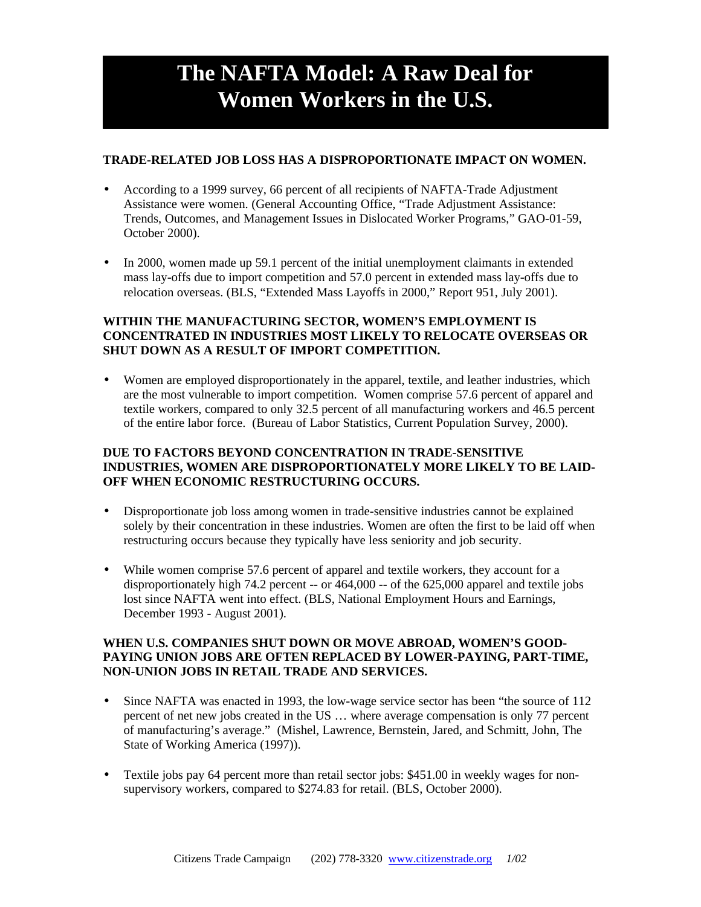# The NAFTA Model: A Raw Deal for Women Workers in the U.S.

**TRADE-RELATED JOB LOSS HAS A DISPROPORTIONATE IMPACT ON WOMEN.**

- According to a 1999 survey, 66 percent of all recipients of NAFTA-Trade Adjustment Assistance were women. (General Accounting Office, "Trade Adjustment Assistance: Trends, Outcomes, and Management Issues in Dislocated Worker Programs," GAO-01-59, October 2000).

- In 2000, women made up 59.1 percent of the initial unemployment claimants in extended mass lay-offs due to import competition and 57.0 percent in extended mass lay-offs due to relocation overseas. (BLS, "Extended Mass Layoffs in 2000," Report 951, July 2001).

**WITHIN THE MANUFACTURING SECTOR, WOMEN'S EMPLOYMENT IS CONCENTRATED IN INDUSTRIES MOST LIKELY TO RELOCATE OVERSEAS OR SHUT DOWN AS A RESULT OF IMPORT COMPETITION.**

- Women are employed disproportionately in the apparel, textile, and leather industries, which are the most vulnerable to import competition. Women comprise 57.6 percent of apparel and textile workers, compared to only 32.5 percent of all manufacturing workers and 46.5 percent of the entire labor force. (Bureau of Labor Statistics, Current Population Survey, 2000).

**DUE TO FACTORS BEYOND CONCENTRATION IN TRADE-SENSITIVE INDUSTRIES, WOMEN ARE DISPROPORTIONATELY MORE LIKELY TO BE LAID-OFF WHEN ECONOMIC RESTRUCTURING OCCURS.**

- Disproportionate job loss among women in trade-sensitive industries cannot be explained solely by their concentration in these industries. Women are often the first to be laid off when restructuring occurs because they typically have less seniority and job security.

- While women comprise 57.6 percent of apparel and textile workers, they account for a disproportionately high 74.2 percent -- or 464,000 -- of the 625,000 apparel and textile jobs lost since NAFTA went into effect. (BLS, National Employment Hours and Earnings, December 1993 - August 2001).

**WHEN U.S. COMPANIES SHUT DOWN OR MOVE ABROAD, WOMEN'S GOOD-PAYING UNION JOBS ARE OFTEN REPLACED BY LOWER-PAYING, PART-TIME, NON-UNION JOBS IN RETAIL TRADE AND SERVICES.**

- Since NAFTA was enacted in 1993, the low-wage service sector has been "the source of 112 percent of net new jobs created in the US … where average compensation is only 77 percent of manufacturing's average." (Mishel, Lawrence, Bernstein, Jared, and Schmitt, John, The State of Working America (1997)).

- Textile jobs pay 64 percent more than retail sector jobs: $451.00 in weekly wages for non-supervisory workers, compared to $274.83 for retail. (BLS, October 2000).

Citizens Trade Campaign (202) 778-3320 www.citizenstrade.org *1/02*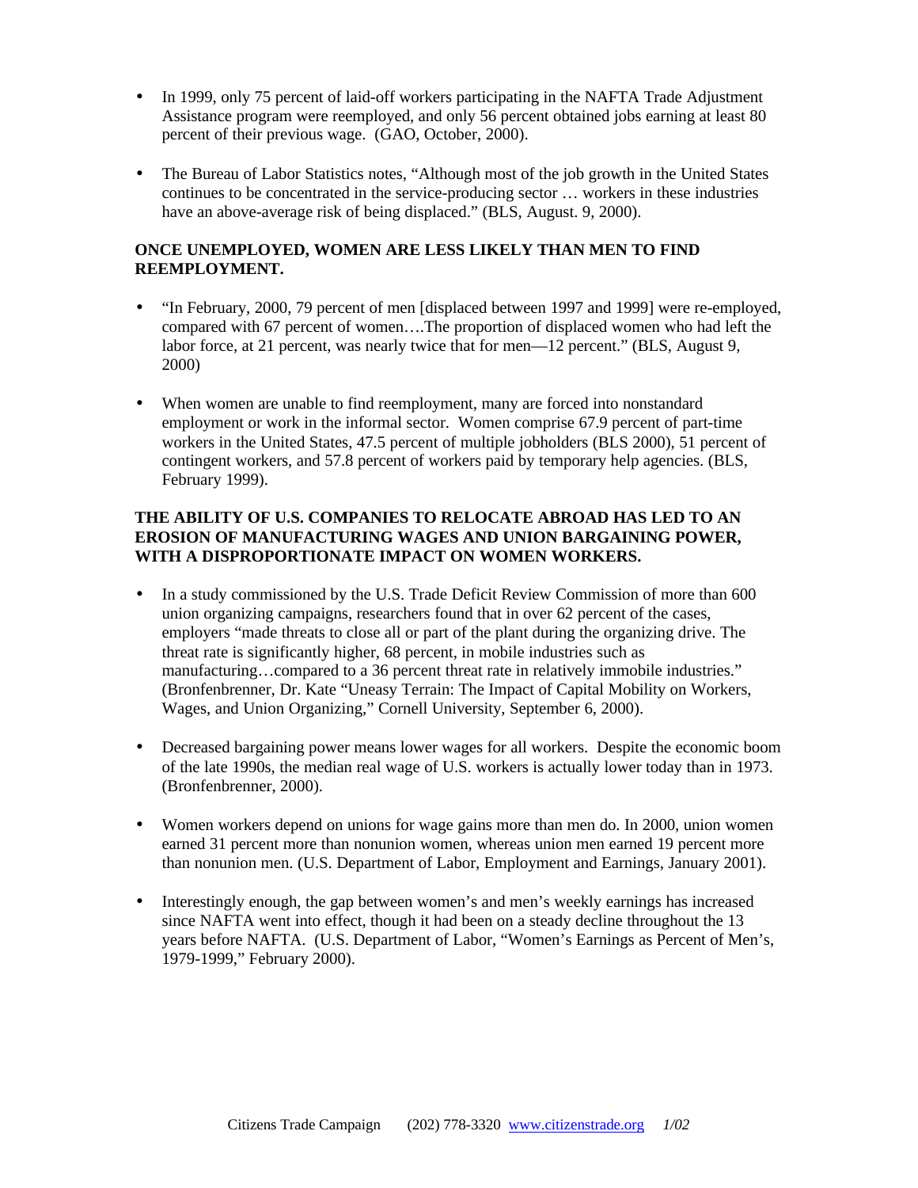- In 1999, only 75 percent of laid-off workers participating in the NAFTA Trade Adjustment Assistance program were reemployed, and only 56 percent obtained jobs earning at least 80 percent of their previous wage. (GAO, October, 2000).

- The Bureau of Labor Statistics notes, "Although most of the job growth in the United States continues to be concentrated in the service-producing sector … workers in these industries have an above-average risk of being displaced." (BLS, August. 9, 2000).

**ONCE UNEMPLOYED, WOMEN ARE LESS LIKELY THAN MEN TO FIND REEMPLOYMENT.**

- "In February, 2000, 79 percent of men [displaced between 1997 and 1999] were re-employed, compared with 67 percent of women….The proportion of displaced women who had left the labor force, at 21 percent, was nearly twice that for men—12 percent." (BLS, August 9, 2000)

- When women are unable to find reemployment, many are forced into nonstandard employment or work in the informal sector. Women comprise 67.9 percent of part-time workers in the United States, 47.5 percent of multiple jobholders (BLS 2000), 51 percent of contingent workers, and 57.8 percent of workers paid by temporary help agencies. (BLS, February 1999).

**THE ABILITY OF U.S. COMPANIES TO RELOCATE ABROAD HAS LED TO AN EROSION OF MANUFACTURING WAGES AND UNION BARGAINING POWER, WITH A DISPROPORTIONATE IMPACT ON WOMEN WORKERS.**

- In a study commissioned by the U.S. Trade Deficit Review Commission of more than 600 union organizing campaigns, researchers found that in over 62 percent of the cases, employers "made threats to close all or part of the plant during the organizing drive. The threat rate is significantly higher, 68 percent, in mobile industries such as manufacturing…compared to a 36 percent threat rate in relatively immobile industries." (Bronfenbrenner, Dr. Kate "Uneasy Terrain: The Impact of Capital Mobility on Workers, Wages, and Union Organizing," Cornell University, September 6, 2000).

- Decreased bargaining power means lower wages for all workers. Despite the economic boom of the late 1990s, the median real wage of U.S. workers is actually lower today than in 1973. (Bronfenbrenner, 2000).

- Women workers depend on unions for wage gains more than men do. In 2000, union women earned 31 percent more than nonunion women, whereas union men earned 19 percent more than nonunion men. (U.S. Department of Labor, Employment and Earnings, January 2001).

- Interestingly enough, the gap between women's and men's weekly earnings has increased since NAFTA went into effect, though it had been on a steady decline throughout the 13 years before NAFTA. (U.S. Department of Labor, "Women's Earnings as Percent of Men's, 1979-1999," February 2000).